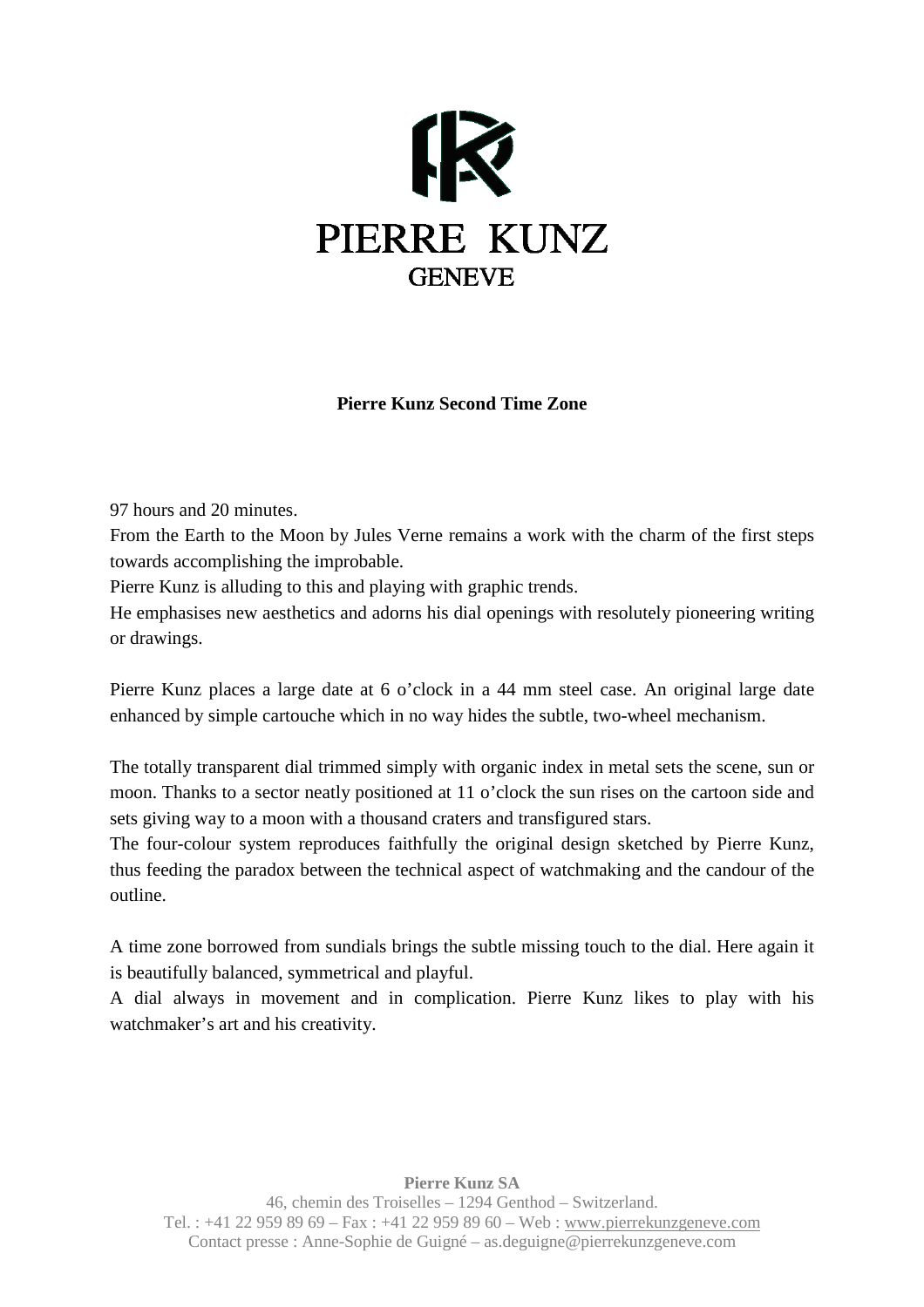PIERRE KUNZ

GENEVE

**Pierre Kunz Second Time Zone**

97 hours and 20 minutes.
From the Earth to the Moon by Jules Verne remains a work with the charm of the first steps towards accomplishing the improbable.
Pierre Kunz is alluding to this and playing with graphic trends.
He emphasises new aesthetics and adorns his dial openings with resolutely pioneering writing or drawings.

Pierre Kunz places a large date at 6 o'clock in a 44 mm steel case. An original large date enhanced by simple cartouche which in no way hides the subtle, two-wheel mechanism.

The totally transparent dial trimmed simply with organic index in metal sets the scene, sun or moon. Thanks to a sector neatly positioned at 11 o'clock the sun rises on the cartoon side and sets giving way to a moon with a thousand craters and transfigured stars.
The four-colour system reproduces faithfully the original design sketched by Pierre Kunz, thus feeding the paradox between the technical aspect of watchmaking and the candour of the outline.

A time zone borrowed from sundials brings the subtle missing touch to the dial. Here again it is beautifully balanced, symmetrical and playful.
A dial always in movement and in complication. Pierre Kunz likes to play with his watchmaker's art and his creativity.

**Pierre Kunz SA**
46, chemin des Troiselles – 1294 Genthod – Switzerland.
Tel. : +41 22 959 89 69 – Fax : +41 22 959 89 60 – Web : www.pierrekunzgeneve.com
Contact presse : Anne-Sophie de Guigné – as.deguigne@pierrekunzgeneve.com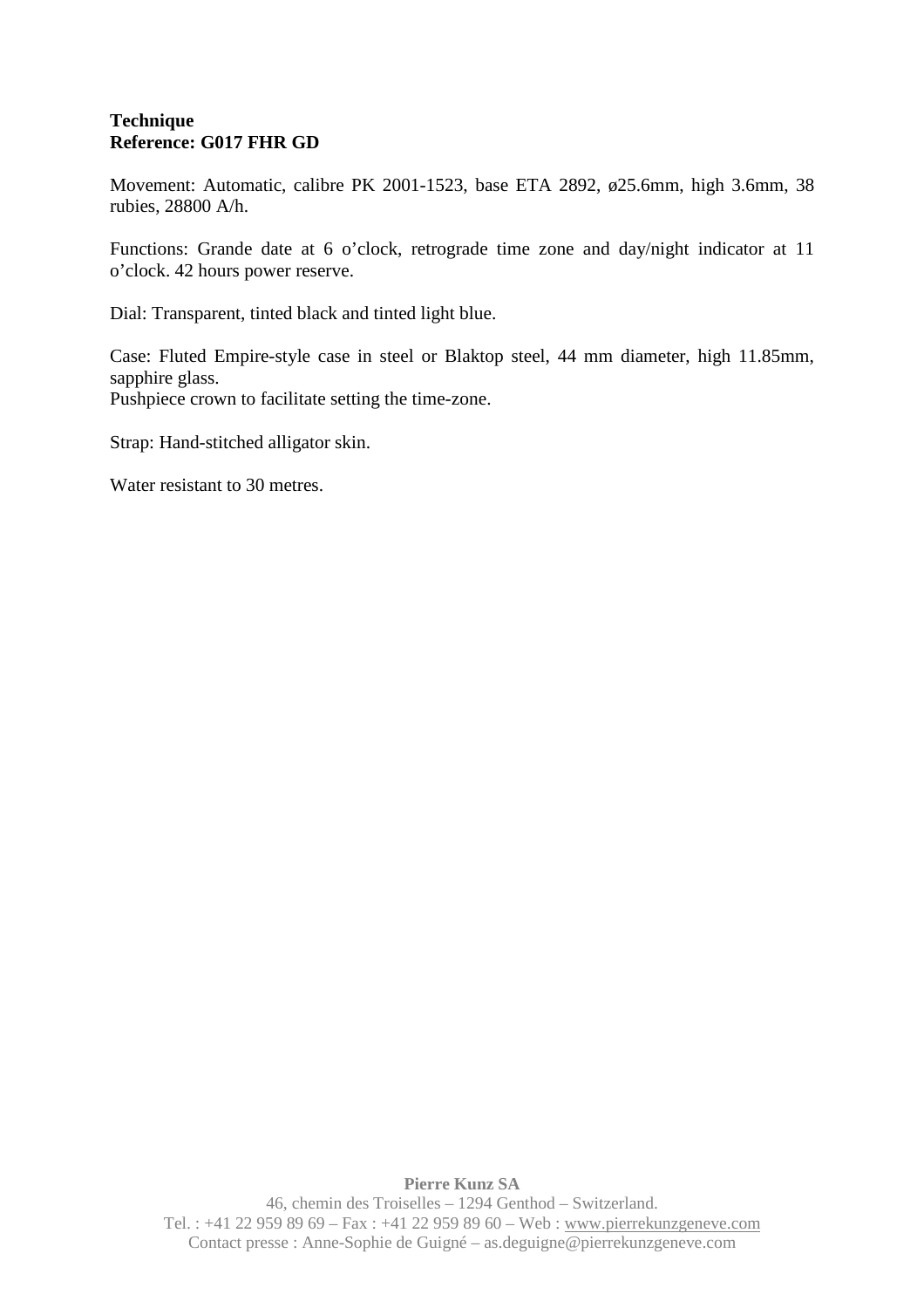**Technique**
**Reference: G017 FHR GD**

Movement: Automatic, calibre PK 2001-1523, base ETA 2892, ø25.6mm, high 3.6mm, 38 rubies, 28800 A/h.

Functions: Grande date at 6 o'clock, retrograde time zone and day/night indicator at 11 o'clock. 42 hours power reserve.

Dial: Transparent, tinted black and tinted light blue.

Case: Fluted Empire-style case in steel or Blaktop steel, 44 mm diameter, high 11.85mm, sapphire glass.
Pushpiece crown to facilitate setting the time-zone.

Strap: Hand-stitched alligator skin.

Water resistant to 30 metres.

**Pierre Kunz SA**
46, chemin des Troiselles – 1294 Genthod – Switzerland.
Tel. : +41 22 959 89 69 – Fax : +41 22 959 89 60 – Web : www.pierrekunzgeneve.com
Contact presse : Anne-Sophie de Guigné – as.deguigne@pierrekunzgeneve.com